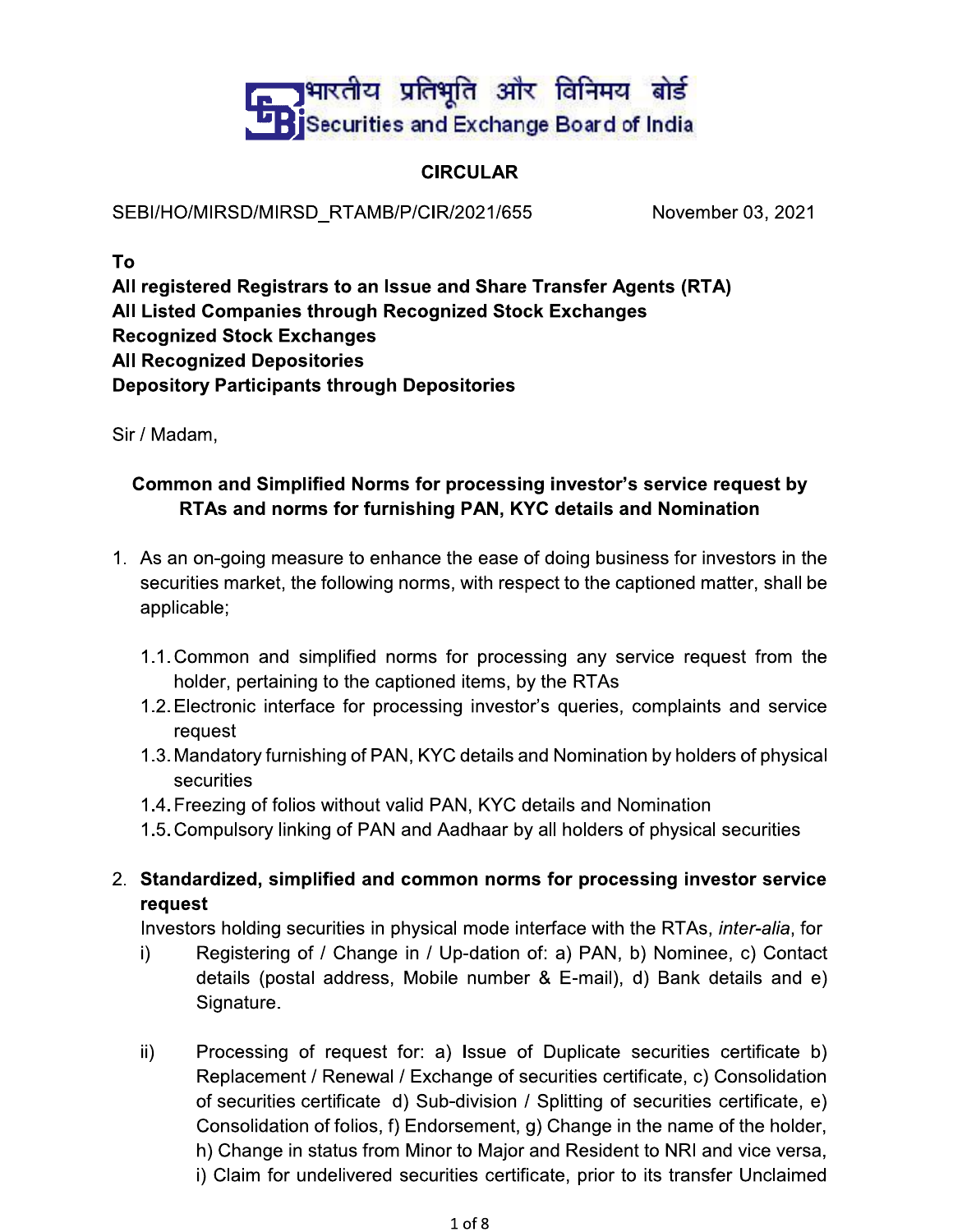भारतीय प्रतिभूति और विनिमय बोर्ड
Securities and Exchange Board of India

**CIRCULAR**

SEBI/HO/MIRSD/MIRSD_RTAMB/P/CIR/2021/655 November 03, 2021

**To**
**All registered Registrars to an Issue and Share Transfer Agents (RTA)**
**All Listed Companies through Recognized Stock Exchanges**
**Recognized Stock Exchanges**
**All Recognized Depositories**
**Depository Participants through Depositories**

Sir / Madam,

**Common and Simplified Norms for processing investor's service request by RTAs and norms for furnishing PAN, KYC details and Nomination**

1. As an on-going measure to enhance the ease of doing business for investors in the securities market, the following norms, with respect to the captioned matter, shall be applicable;

   1.1. Common and simplified norms for processing any service request from the holder, pertaining to the captioned items, by the RTAs
   1.2. Electronic interface for processing investor's queries, complaints and service request
   1.3. Mandatory furnishing of PAN, KYC details and Nomination by holders of physical securities
   1.4. Freezing of folios without valid PAN, KYC details and Nomination
   1.5. Compulsory linking of PAN and Aadhaar by all holders of physical securities

2. **Standardized, simplified and common norms for processing investor service request**
   Investors holding securities in physical mode interface with the RTAs, *inter-alia*, for
   i) Registering of / Change in / Up-dation of: a) PAN, b) Nominee, c) Contact details (postal address, Mobile number & E-mail), d) Bank details and e) Signature.

   ii) Processing of request for: a) Issue of Duplicate securities certificate b) Replacement / Renewal / Exchange of securities certificate, c) Consolidation of securities certificate d) Sub-division / Splitting of securities certificate, e) Consolidation of folios, f) Endorsement, g) Change in the name of the holder, h) Change in status from Minor to Major and Resident to NRI and vice versa, i) Claim for undelivered securities certificate, prior to its transfer Unclaimed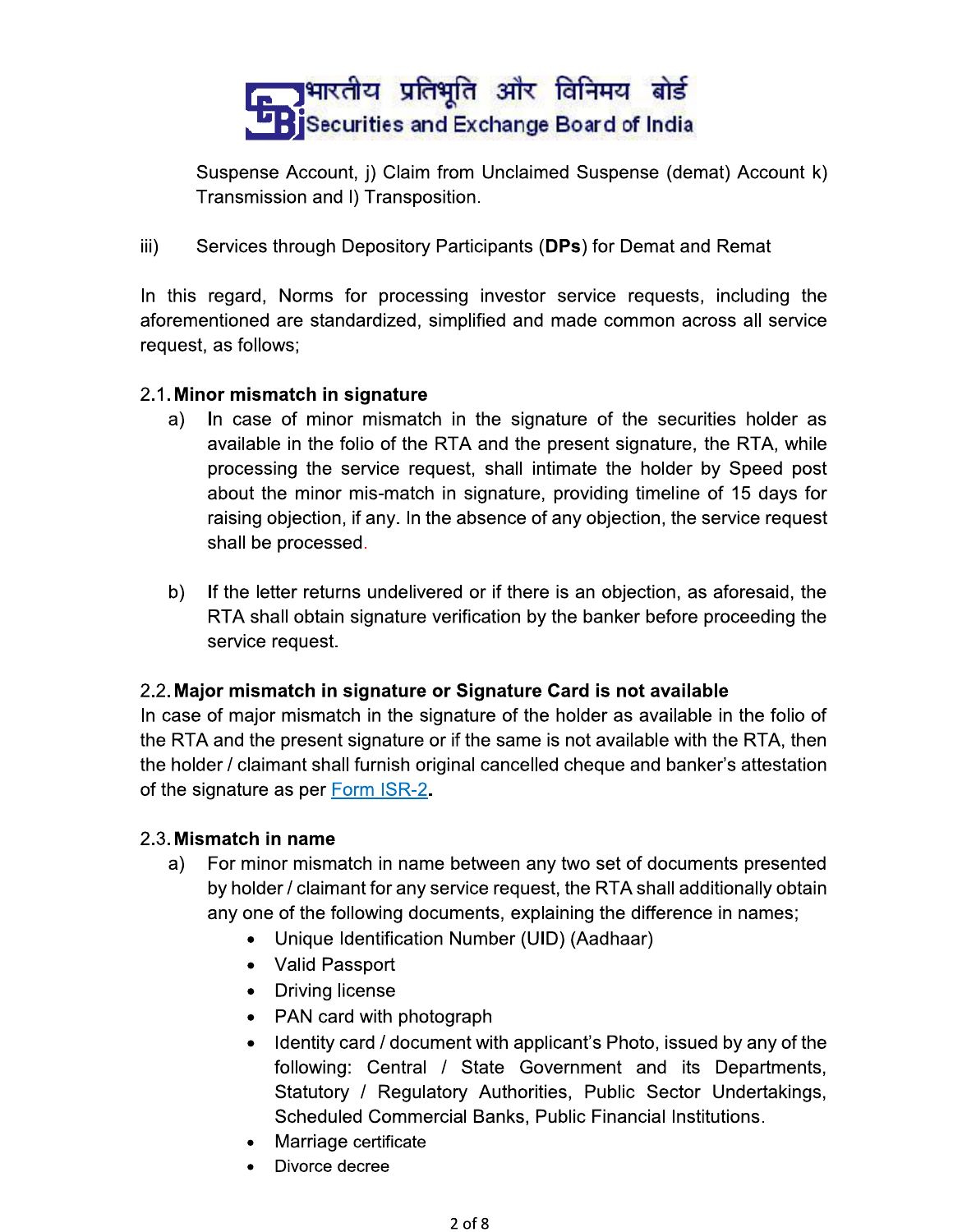Suspense Account, j) Claim from Unclaimed Suspense (demat) Account k) Transmission and l) Transposition.

iii) Services through Depository Participants (**DPs**) for Demat and Remat

In this regard, Norms for processing investor service requests, including the aforementioned are standardized, simplified and made common across all service request, as follows;

2.1. **Minor mismatch in signature**

a) In case of minor mismatch in the signature of the securities holder as available in the folio of the RTA and the present signature, the RTA, while processing the service request, shall intimate the holder by Speed post about the minor mis-match in signature, providing timeline of 15 days for raising objection, if any. In the absence of any objection, the service request shall be processed.

b) If the letter returns undelivered or if there is an objection, as aforesaid, the RTA shall obtain signature verification by the banker before proceeding the service request.

2.2. **Major mismatch in signature or Signature Card is not available**

In case of major mismatch in the signature of the holder as available in the folio of the RTA and the present signature or if the same is not available with the RTA, then the holder / claimant shall furnish original cancelled cheque and banker's attestation of the signature as per Form ISR-2.

2.3. **Mismatch in name**

a) For minor mismatch in name between any two set of documents presented by holder / claimant for any service request, the RTA shall additionally obtain any one of the following documents, explaining the difference in names;

- Unique Identification Number (UID) (Aadhaar)
- Valid Passport
- Driving license
- PAN card with photograph
- Identity card / document with applicant's Photo, issued by any of the following: Central / State Government and its Departments, Statutory / Regulatory Authorities, Public Sector Undertakings, Scheduled Commercial Banks, Public Financial Institutions.
- Marriage certificate
- Divorce decree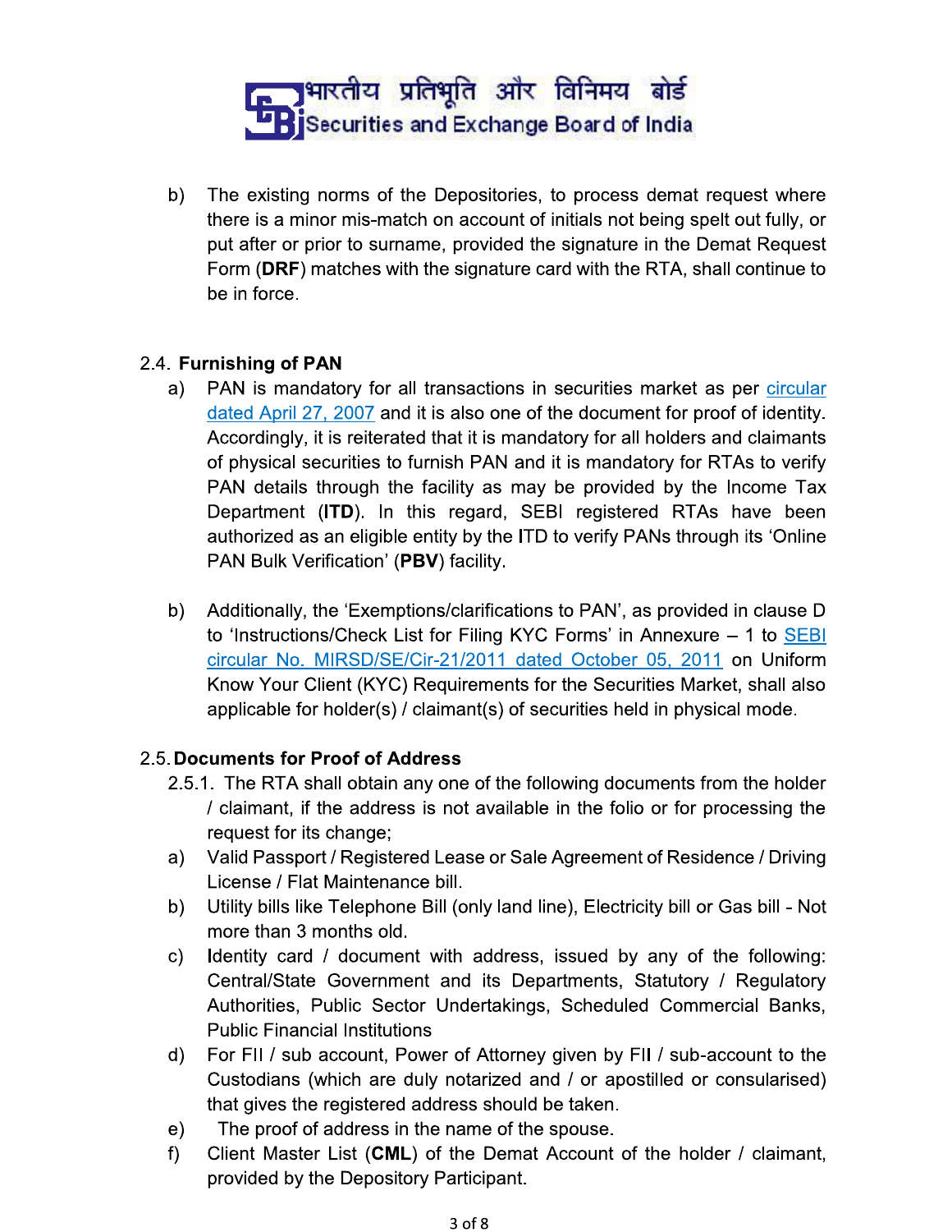b) The existing norms of the Depositories, to process demat request where there is a minor mis-match on account of initials not being spelt out fully, or put after or prior to surname, provided the signature in the Demat Request Form (**DRF**) matches with the signature card with the RTA, shall continue to be in force.

2.4. **Furnishing of PAN**

a) PAN is mandatory for all transactions in securities market as per circular dated April 27, 2007 and it is also one of the document for proof of identity. Accordingly, it is reiterated that it is mandatory for all holders and claimants of physical securities to furnish PAN and it is mandatory for RTAs to verify PAN details through the facility as may be provided by the Income Tax Department (**ITD**). In this regard, SEBI registered RTAs have been authorized as an eligible entity by the ITD to verify PANs through its 'Online PAN Bulk Verification' (**PBV**) facility.

b) Additionally, the 'Exemptions/clarifications to PAN', as provided in clause D to 'Instructions/Check List for Filing KYC Forms' in Annexure – 1 to SEBI circular No. MIRSD/SE/Cir-21/2011 dated October 05, 2011 on Uniform Know Your Client (KYC) Requirements for the Securities Market, shall also applicable for holder(s) / claimant(s) of securities held in physical mode.

2.5. **Documents for Proof of Address**

2.5.1. The RTA shall obtain any one of the following documents from the holder / claimant, if the address is not available in the folio or for processing the request for its change;

a) Valid Passport / Registered Lease or Sale Agreement of Residence / Driving License / Flat Maintenance bill.

b) Utility bills like Telephone Bill (only land line), Electricity bill or Gas bill - Not more than 3 months old.

c) Identity card / document with address, issued by any of the following: Central/State Government and its Departments, Statutory / Regulatory Authorities, Public Sector Undertakings, Scheduled Commercial Banks, Public Financial Institutions

d) For FII / sub account, Power of Attorney given by FII / sub-account to the Custodians (which are duly notarized and / or apostilled or consularised) that gives the registered address should be taken.

e) The proof of address in the name of the spouse.

f) Client Master List (**CML**) of the Demat Account of the holder / claimant, provided by the Depository Participant.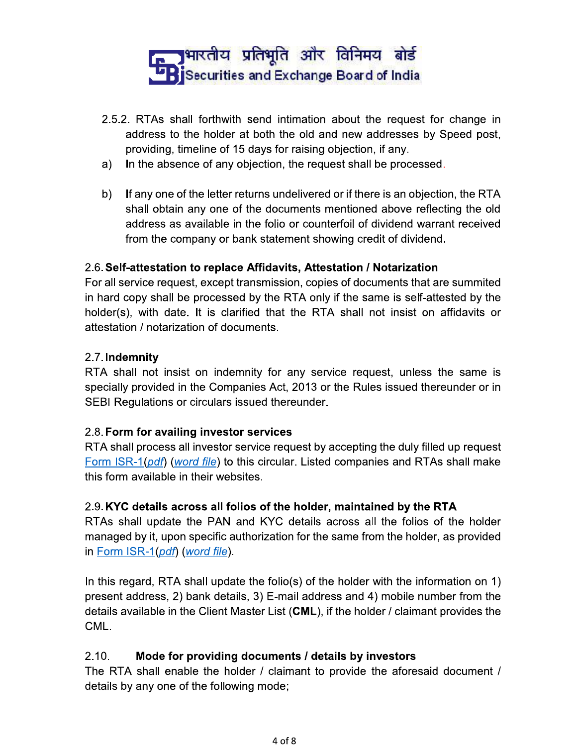2.5.2. RTAs shall forthwith send intimation about the request for change in address to the holder at both the old and new addresses by Speed post, providing, timeline of 15 days for raising objection, if any.

a) In the absence of any objection, the request shall be processed.

b) If any one of the letter returns undelivered or if there is an objection, the RTA shall obtain any one of the documents mentioned above reflecting the old address as available in the folio or counterfoil of dividend warrant received from the company or bank statement showing credit of dividend.

2.6. **Self-attestation to replace Affidavits, Attestation / Notarization**

For all service request, except transmission, copies of documents that are summited in hard copy shall be processed by the RTA only if the same is self-attested by the holder(s), with date. It is clarified that the RTA shall not insist on affidavits or attestation / notarization of documents.

2.7. **Indemnity**

RTA shall not insist on indemnity for any service request, unless the same is specially provided in the Companies Act, 2013 or the Rules issued thereunder or in SEBI Regulations or circulars issued thereunder.

2.8. **Form for availing investor services**

RTA shall process all investor service request by accepting the duly filled up request Form ISR-1(*pdf*) (*word file*) to this circular. Listed companies and RTAs shall make this form available in their websites.

2.9. **KYC details across all folios of the holder, maintained by the RTA**

RTAs shall update the PAN and KYC details across all the folios of the holder managed by it, upon specific authorization for the same from the holder, as provided in Form ISR-1(*pdf*) (*word file*).

In this regard, RTA shall update the folio(s) of the holder with the information on 1) present address, 2) bank details, 3) E-mail address and 4) mobile number from the details available in the Client Master List (**CML**), if the holder / claimant provides the CML.

2.10. **Mode for providing documents / details by investors**

The RTA shall enable the holder / claimant to provide the aforesaid document / details by any one of the following mode;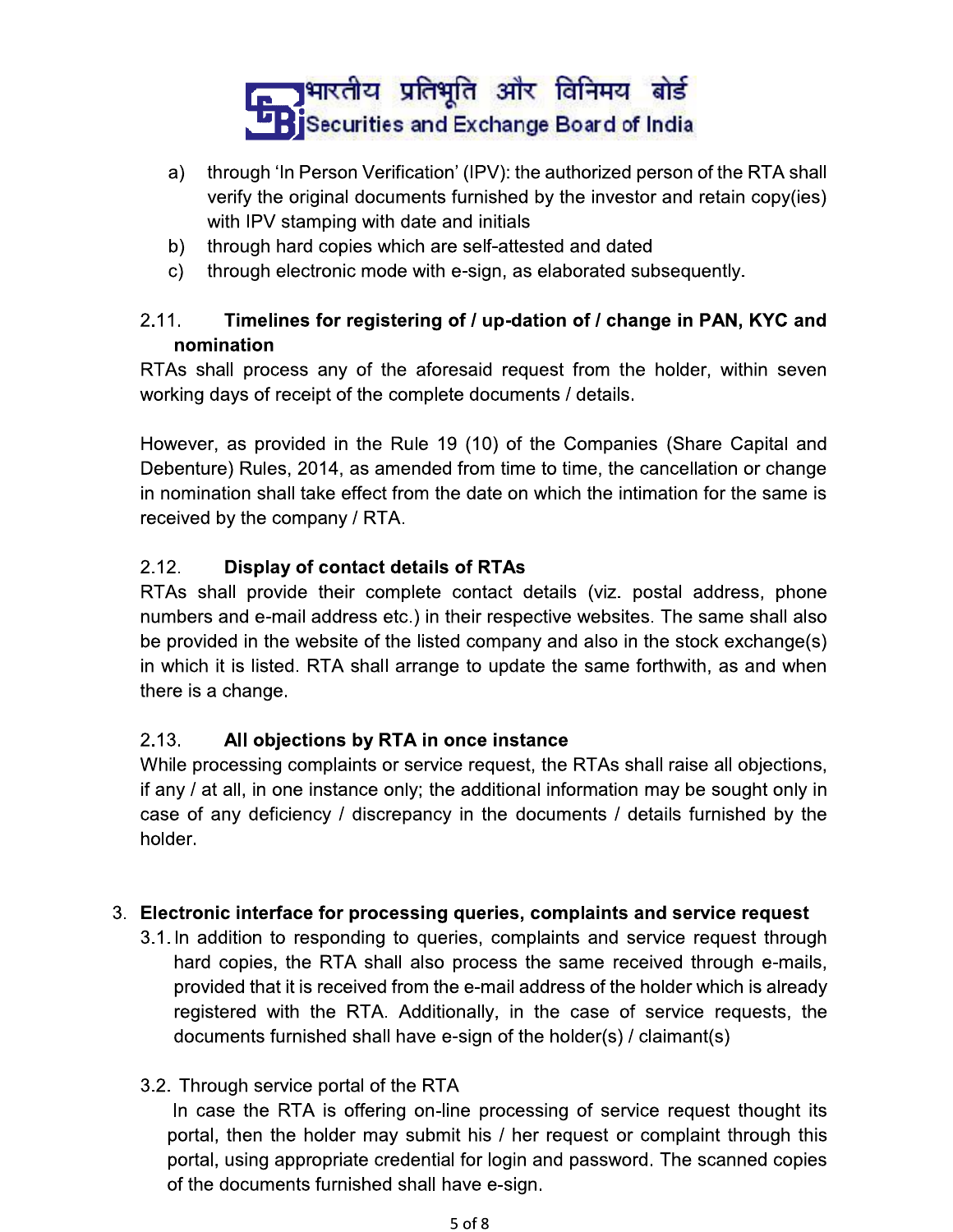a) through 'In Person Verification' (IPV): the authorized person of the RTA shall verify the original documents furnished by the investor and retain copy(ies) with IPV stamping with date and initials
b) through hard copies which are self-attested and dated
c) through electronic mode with e-sign, as elaborated subsequently.

### 2.11. Timelines for registering of / up-dation of / change in PAN, KYC and nomination

RTAs shall process any of the aforesaid request from the holder, within seven working days of receipt of the complete documents / details.

However, as provided in the Rule 19 (10) of the Companies (Share Capital and Debenture) Rules, 2014, as amended from time to time, the cancellation or change in nomination shall take effect from the date on which the intimation for the same is received by the company / RTA.

### 2.12. Display of contact details of RTAs

RTAs shall provide their complete contact details (viz. postal address, phone numbers and e-mail address etc.) in their respective websites. The same shall also be provided in the website of the listed company and also in the stock exchange(s) in which it is listed. RTA shall arrange to update the same forthwith, as and when there is a change.

### 2.13. All objections by RTA in once instance

While processing complaints or service request, the RTAs shall raise all objections, if any / at all, in one instance only; the additional information may be sought only in case of any deficiency / discrepancy in the documents / details furnished by the holder.

## 3. Electronic interface for processing queries, complaints and service request

3.1. In addition to responding to queries, complaints and service request through hard copies, the RTA shall also process the same received through e-mails, provided that it is received from the e-mail address of the holder which is already registered with the RTA. Additionally, in the case of service requests, the documents furnished shall have e-sign of the holder(s) / claimant(s)

3.2. Through service portal of the RTA

In case the RTA is offering on-line processing of service request thought its portal, then the holder may submit his / her request or complaint through this portal, using appropriate credential for login and password. The scanned copies of the documents furnished shall have e-sign.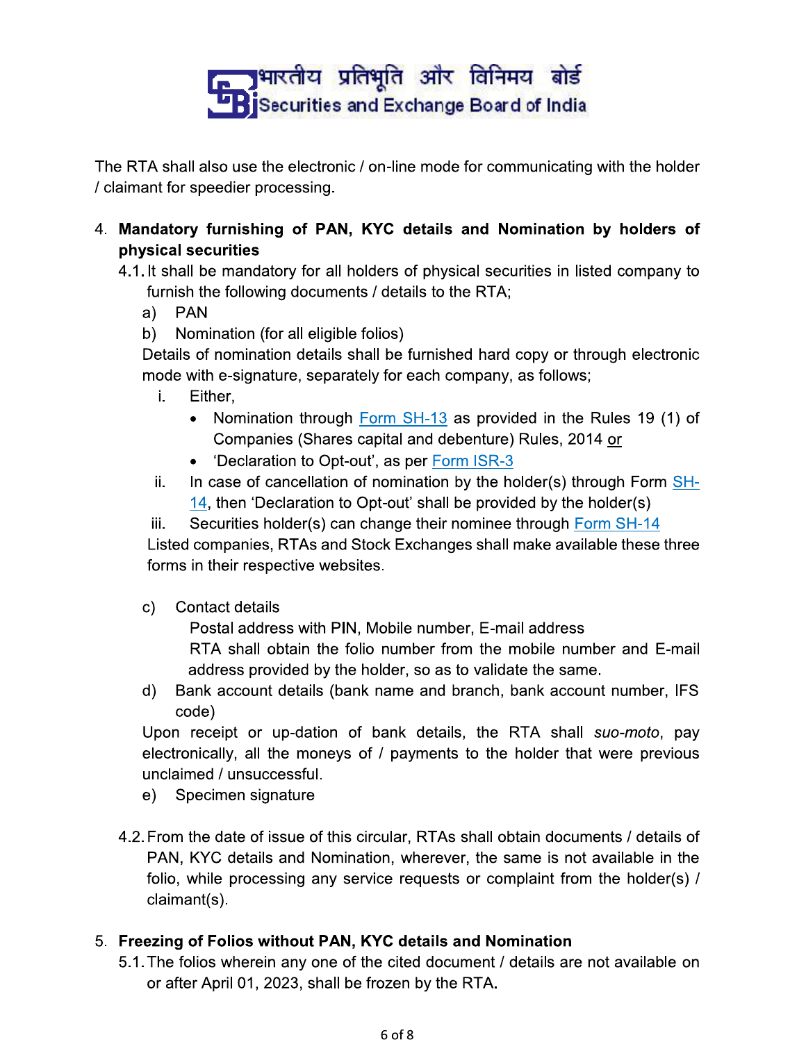The RTA shall also use the electronic / on-line mode for communicating with the holder / claimant for speedier processing.

4. **Mandatory furnishing of PAN, KYC details and Nomination by holders of physical securities**

   4.1. It shall be mandatory for all holders of physical securities in listed company to furnish the following documents / details to the RTA;

   a) PAN

   b) Nomination (for all eligible folios)

   Details of nomination details shall be furnished hard copy or through electronic mode with e-signature, separately for each company, as follows;

   i. Either,
      - Nomination through Form SH-13 as provided in the Rules 19 (1) of Companies (Shares capital and debenture) Rules, 2014 or
      - 'Declaration to Opt-out', as per Form ISR-3

   ii. In case of cancellation of nomination by the holder(s) through Form SH-14, then 'Declaration to Opt-out' shall be provided by the holder(s)

   iii. Securities holder(s) can change their nominee through Form SH-14

   Listed companies, RTAs and Stock Exchanges shall make available these three forms in their respective websites.

   c) Contact details

   Postal address with PIN, Mobile number, E-mail address

   RTA shall obtain the folio number from the mobile number and E-mail address provided by the holder, so as to validate the same.

   d) Bank account details (bank name and branch, bank account number, IFS code)

   Upon receipt or up-dation of bank details, the RTA shall *suo-moto*, pay electronically, all the moneys of / payments to the holder that were previous unclaimed / unsuccessful.

   e) Specimen signature

   4.2. From the date of issue of this circular, RTAs shall obtain documents / details of PAN, KYC details and Nomination, wherever, the same is not available in the folio, while processing any service requests or complaint from the holder(s) / claimant(s).

5. **Freezing of Folios without PAN, KYC details and Nomination**

   5.1. The folios wherein any one of the cited document / details are not available on or after April 01, 2023, shall be frozen by the RTA.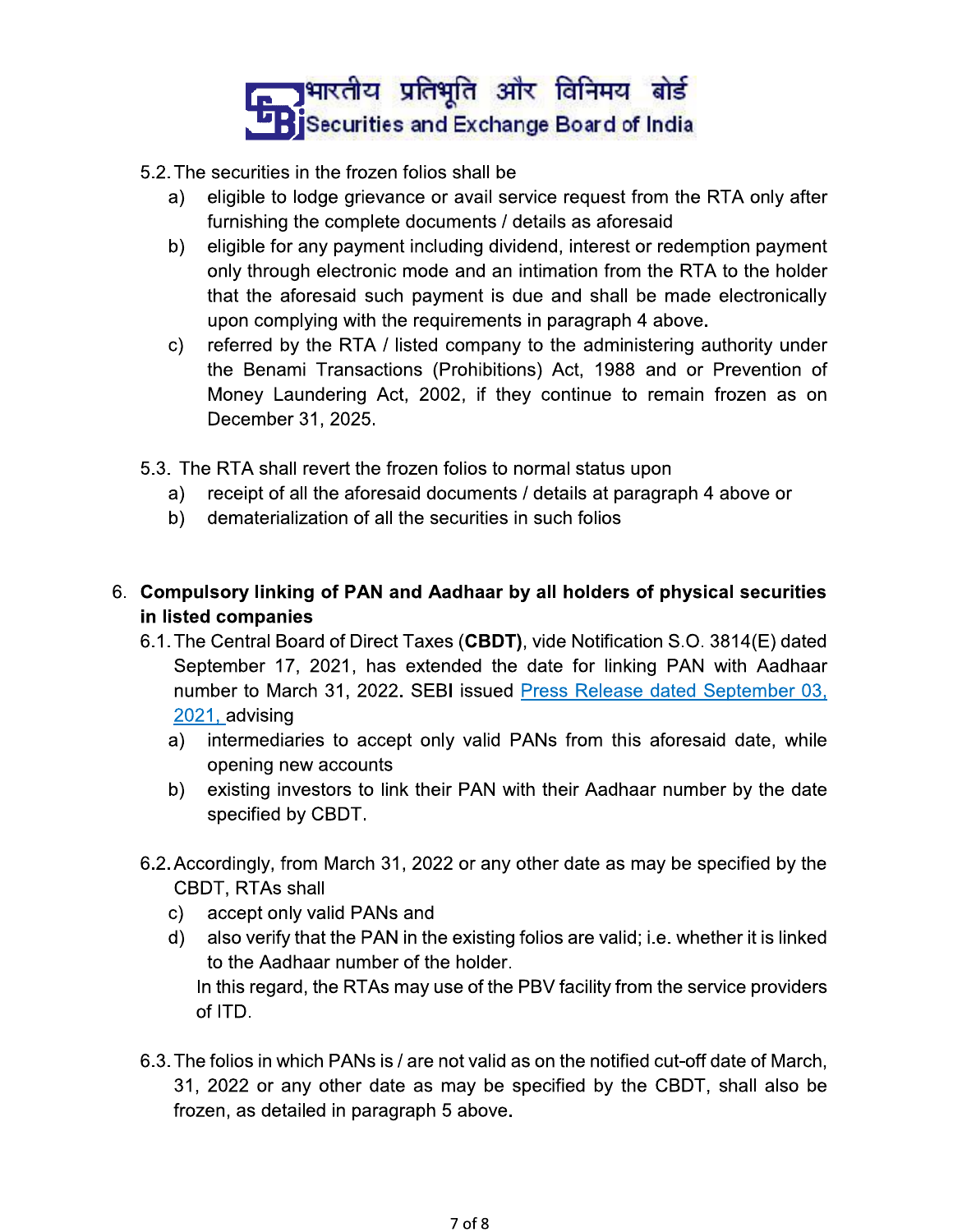5.2. The securities in the frozen folios shall be

a) eligible to lodge grievance or avail service request from the RTA only after furnishing the complete documents / details as aforesaid

b) eligible for any payment including dividend, interest or redemption payment only through electronic mode and an intimation from the RTA to the holder that the aforesaid such payment is due and shall be made electronically upon complying with the requirements in paragraph 4 above.

c) referred by the RTA / listed company to the administering authority under the Benami Transactions (Prohibitions) Act, 1988 and or Prevention of Money Laundering Act, 2002, if they continue to remain frozen as on December 31, 2025.

5.3. The RTA shall revert the frozen folios to normal status upon

a) receipt of all the aforesaid documents / details at paragraph 4 above or

b) dematerialization of all the securities in such folios

6. **Compulsory linking of PAN and Aadhaar by all holders of physical securities in listed companies**

6.1. The Central Board of Direct Taxes (**CBDT**), vide Notification S.O. 3814(E) dated September 17, 2021, has extended the date for linking PAN with Aadhaar number to March 31, 2022. SEBI issued Press Release dated September 03, 2021, advising

a) intermediaries to accept only valid PANs from this aforesaid date, while opening new accounts

b) existing investors to link their PAN with their Aadhaar number by the date specified by CBDT.

6.2. Accordingly, from March 31, 2022 or any other date as may be specified by the CBDT, RTAs shall

c) accept only valid PANs and

d) also verify that the PAN in the existing folios are valid; i.e. whether it is linked to the Aadhaar number of the holder.

In this regard, the RTAs may use of the PBV facility from the service providers of ITD.

6.3. The folios in which PANs is / are not valid as on the notified cut-off date of March, 31, 2022 or any other date as may be specified by the CBDT, shall also be frozen, as detailed in paragraph 5 above.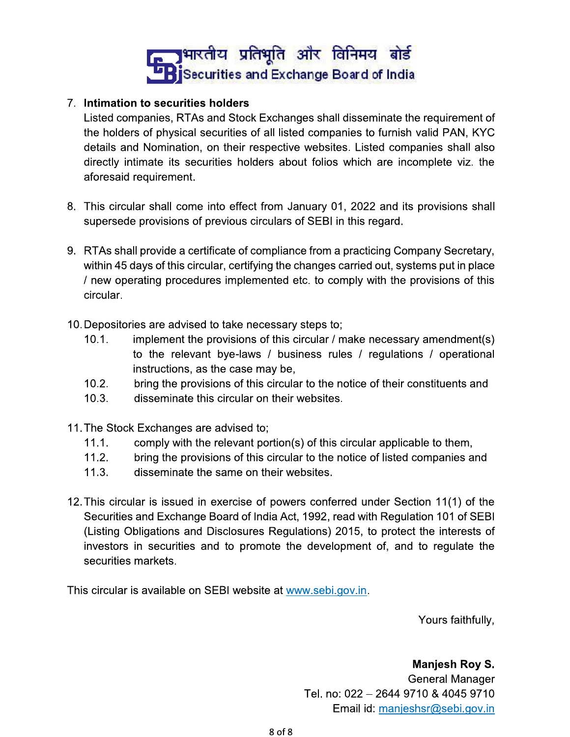7. **Intimation to securities holders**

   Listed companies, RTAs and Stock Exchanges shall disseminate the requirement of the holders of physical securities of all listed companies to furnish valid PAN, KYC details and Nomination, on their respective websites. Listed companies shall also directly intimate its securities holders about folios which are incomplete viz. the aforesaid requirement.

8. This circular shall come into effect from January 01, 2022 and its provisions shall supersede provisions of previous circulars of SEBI in this regard.

9. RTAs shall provide a certificate of compliance from a practicing Company Secretary, within 45 days of this circular, certifying the changes carried out, systems put in place / new operating procedures implemented etc. to comply with the provisions of this circular.

10. Depositories are advised to take necessary steps to;

    10.1. implement the provisions of this circular / make necessary amendment(s) to the relevant bye-laws / business rules / regulations / operational instructions, as the case may be,

    10.2. bring the provisions of this circular to the notice of their constituents and

    10.3. disseminate this circular on their websites.

11. The Stock Exchanges are advised to;

    11.1. comply with the relevant portion(s) of this circular applicable to them,

    11.2. bring the provisions of this circular to the notice of listed companies and

    11.3. disseminate the same on their websites.

12. This circular is issued in exercise of powers conferred under Section 11(1) of the Securities and Exchange Board of India Act, 1992, read with Regulation 101 of SEBI (Listing Obligations and Disclosures Regulations) 2015, to protect the interests of investors in securities and to promote the development of, and to regulate the securities markets.

This circular is available on SEBI website at www.sebi.gov.in.

Yours faithfully,

**Manjesh Roy S.**
General Manager
Tel. no: 022 – 2644 9710 & 4045 9710
Email id: manjeshsr@sebi.gov.in